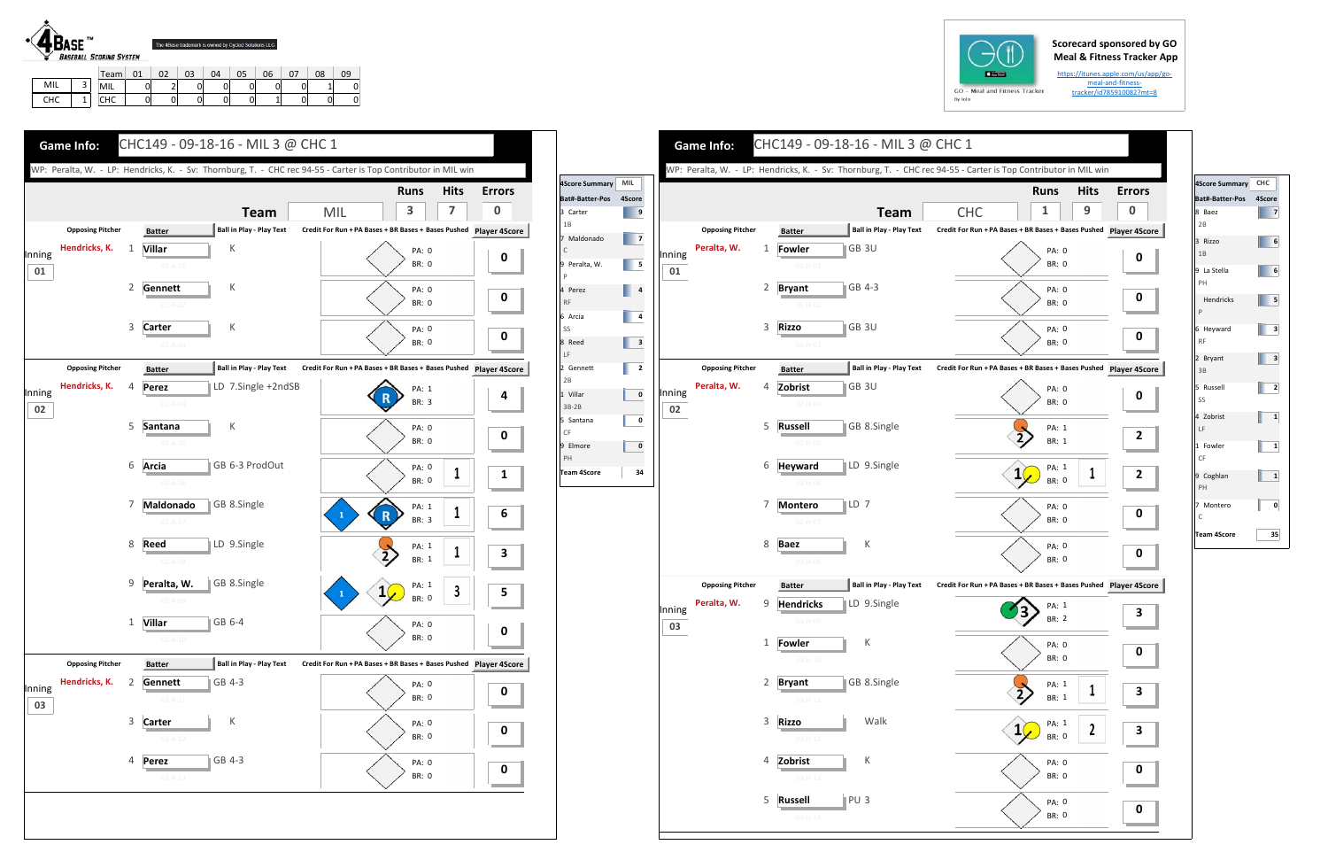4BASE™ BASEBALL SCORING SYSTEM

The 4Base trademark is owned by Cycled Solutions LLC

| | | Team | 01 | 02 | 03 | 04 | 05 | 06 | 07 | 08 | 09 |
|---|---|---|---|---|---|---|---|---|---|---|---|
| MIL | 3 | MIL | 0 | 2 | 0 | 0 | 0 | 0 | 0 | 1 | 0 |
| CHC | 1 | CHC | 0 | 0 | 0 | 0 | 0 | 1 | 0 | 0 | 0 |

Scorecard sponsored by GO Meal & Fitness Tracker App

https://itunes.apple.com/us/app/go-meal-and-fitness-tracker/id785910082?mt=8

GO - Meal and Fitness Tracker

## Game Info: CHC149 - 09-18-16 - MIL 3 @ CHC 1

WP: Peralta, W. - LP: Hendricks, K. - Sv: Thornburg, T. - CHC rec 94-55 - Carter is Top Contributor in MIL win

| Team | Runs | Hits | Errors |
|---|---|---|---|
| MIL | 3 | 7 | 0 |

| Inning | Opposing Pitcher | # | Batter | Ball in Play - Play Text | PA | BR | Credit | Player 4Score |
|---|---|---|---|---|---|---|---|---|
| 01 | Hendricks, K. | 1 | Villar | K | 0 | 0 | | 0 |
| | | 2 | Gennett | K | 0 | 0 | | 0 |
| | | 3 | Carter | K | 0 | 0 | | 0 |
| 02 | Hendricks, K. | 4 | Perez | LD 7.Single +2ndSB | 1 | 3 | | 4 |
| | | 5 | Santana | K | 0 | 0 | | 0 |
| | | 6 | Arcia | GB 6-3 ProdOut | 0 | 0 | 1 | 1 |
| | | 7 | Maldonado | GB 8.Single | 1 | 3 | 1 | 6 |
| | | 8 | Reed | LD 9.Single | 1 | 1 | 1 | 3 |
| | | 9 | Peralta, W. | GB 8.Single | 1 | 0 | 3 | 5 |
| | | 1 | Villar | GB 6-4 | 0 | 0 | | 0 |
| 03 | Hendricks, K. | 2 | Gennett | GB 4-3 | 0 | 0 | | 0 |
| | | 3 | Carter | K | 0 | 0 | | 0 |
| | | 4 | Perez | GB 4-3 | 0 | 0 | | 0 |

| 4Score Summary MIL | |
|---|---|
| Bat#-Batter-Pos | 4Score |
| 3 Carter 1B | 9 |
| 7 Maldonado C | 7 |
| 9 Peralta, W. P | 5 |
| 4 Perez RF | 4 |
| 6 Arcia SS | 4 |
| 8 Reed LF | 3 |
| 2 Gennett 2B | 2 |
| 1 Villar 3B-2B | 0 |
| 5 Santana CF | 0 |
| 9 Elmore PH | 0 |
| Team 4Score | 34 |

## Game Info: CHC149 - 09-18-16 - MIL 3 @ CHC 1

WP: Peralta, W. - LP: Hendricks, K. - Sv: Thornburg, T. - CHC rec 94-55 - Carter is Top Contributor in MIL win

| Team | Runs | Hits | Errors |
|---|---|---|---|
| CHC | 1 | 9 | 0 |

| Inning | Opposing Pitcher | # | Batter | Ball in Play - Play Text | PA | BR | Credit | Player 4Score |
|---|---|---|---|---|---|---|---|---|
| 01 | Peralta, W. | 1 | Fowler | GB 3U | 0 | 0 | | 0 |
| | | 2 | Bryant | GB 4-3 | 0 | 0 | | 0 |
| | | 3 | Rizzo | GB 3U | 0 | 0 | | 0 |
| 02 | Peralta, W. | 4 | Zobrist | GB 3U | 0 | 0 | | 0 |
| | | 5 | Russell | GB 8.Single | 1 | 1 | | 2 |
| | | 6 | Heyward | LD 9.Single | 1 | 0 | 1 | 2 |
| | | 7 | Montero | LD 7 | 0 | 0 | | 0 |
| | | 8 | Baez | K | 0 | 0 | | 0 |
| 03 | Peralta, W. | 9 | Hendricks | LD 9.Single | 1 | 2 | | 3 |
| | | 1 | Fowler | K | 0 | 0 | | 0 |
| | | 2 | Bryant | GB 8.Single | 1 | 1 | 1 | 3 |
| | | 3 | Rizzo | Walk | 1 | 0 | 2 | 3 |
| | | 4 | Zobrist | K | 0 | 0 | | 0 |
| | | 5 | Russell | PU 3 | 0 | 0 | | 0 |

| 4Score Summary CHC | |
|---|---|
| Bat#-Batter-Pos | 4Score |
| 8 Baez 2B | 7 |
| 3 Rizzo 1B | 6 |
| 9 La Stella PH | 6 |
| Hendricks P | 5 |
| 6 Heyward RF | 3 |
| 2 Bryant 3B | 3 |
| 5 Russell SS | 2 |
| 4 Zobrist LF | 1 |
| 1 Fowler CF | 1 |
| 9 Coghlan PH | 1 |
| 7 Montero C | 0 |
| Team 4Score | 35 |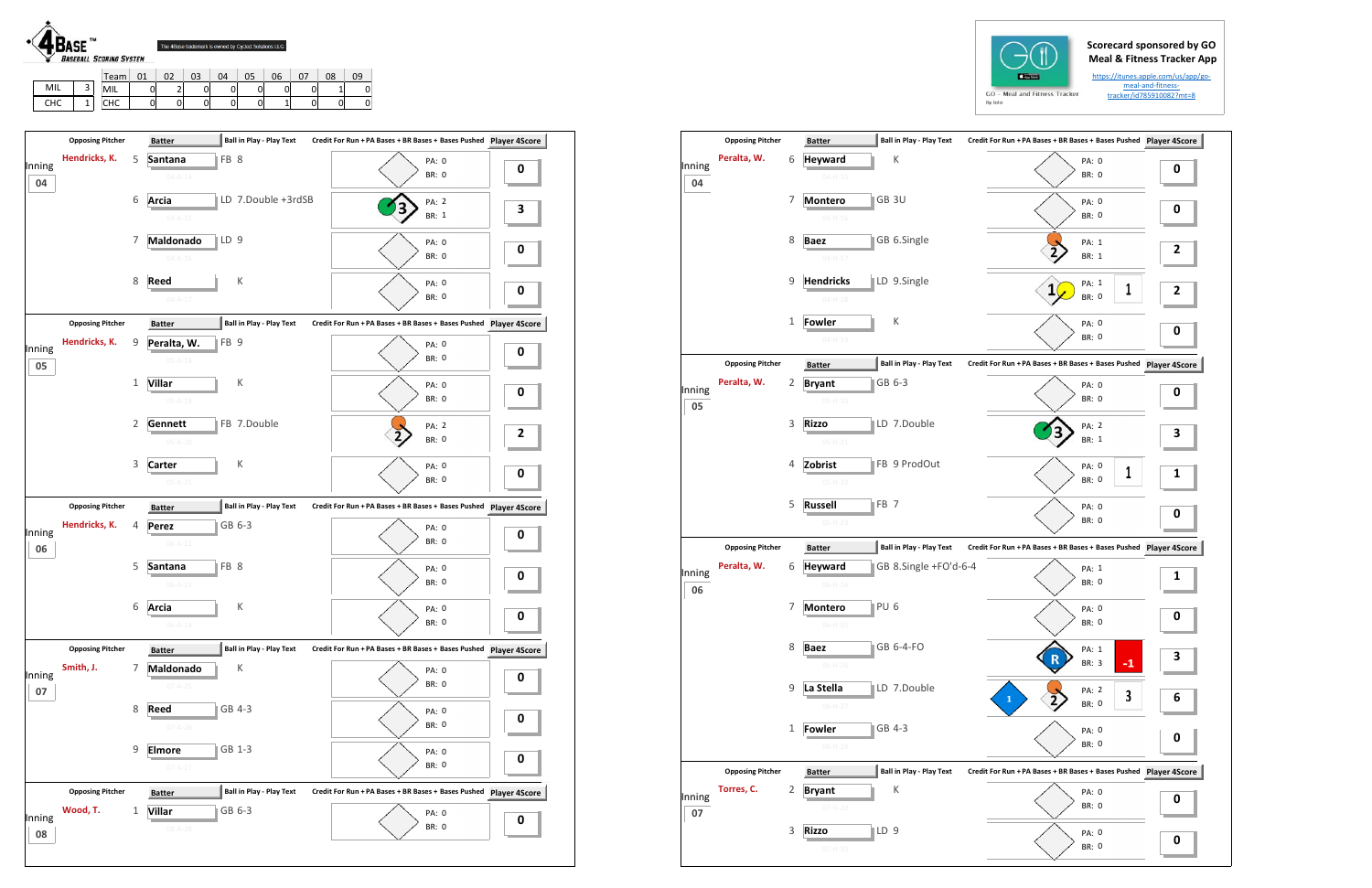**4BASE™ BASEBALL SCORING SYSTEM**

The 4Base trademark is owned by Cycled Solutions LLC

| | |
|---|---|
| MIL | 3 |
| CHC | 1 |

| Team | 01 | 02 | 03 | 04 | 05 | 06 | 07 | 08 | 09 |
|---|---|---|---|---|---|---|---|---|---|
| MIL | 0 | 2 | 0 | 0 | 0 | 0 | 0 | 1 | 0 |
| CHC | 0 | 0 | 0 | 0 | 0 | 1 | 0 | 0 | 0 |

Scorecard sponsored by GO Meal & Fitness Tracker App

https://itunes.apple.com/us/app/go-meal-and-fitness-tracker/id785910082?mt=8

GO - Meal and Fitness Tracker

By Iolo

## MIL

| Inning | Opposing Pitcher | # | Batter | Ball in Play - Play Text | PA | BR | Bases Pushed | Player 4Score |
|---|---|---|---|---|---|---|---|---|
| 04 | Hendricks, K. | 5 | Santana | FB 8 | 0 | 0 | | 0 |
| | | 6 | Arcia | LD 7.Double +3rdSB | 2 | 1 | | 3 |
| | | 7 | Maldonado | LD 9 | 0 | 0 | | 0 |
| | | 8 | Reed | K | 0 | 0 | | 0 |
| 05 | Hendricks, K. | 9 | Peralta, W. | FB 9 | 0 | 0 | | 0 |
| | | 1 | Villar | K | 0 | 0 | | 0 |
| | | 2 | Gennett | FB 7.Double | 2 | 0 | | 2 |
| | | 3 | Carter | K | 0 | 0 | | 0 |
| 06 | Hendricks, K. | 4 | Perez | GB 6-3 | 0 | 0 | | 0 |
| | | 5 | Santana | FB 8 | 0 | 0 | | 0 |
| | | 6 | Arcia | K | 0 | 0 | | 0 |
| 07 | Smith, J. | 7 | Maldonado | K | 0 | 0 | | 0 |
| | | 8 | Reed | GB 4-3 | 0 | 0 | | 0 |
| | | 9 | Elmore | GB 1-3 | 0 | 0 | | 0 |
| 08 | Wood, T. | 1 | Villar | GB 6-3 | 0 | 0 | | 0 |

## CHC

| Inning | Opposing Pitcher | # | Batter | Ball in Play - Play Text | PA | BR | Bases Pushed | Player 4Score |
|---|---|---|---|---|---|---|---|---|
| 04 | Peralta, W. | 6 | Heyward | K | 0 | 0 | | 0 |
| | | 7 | Montero | GB 3U | 0 | 0 | | 0 |
| | | 8 | Baez | GB 6.Single | 1 | 1 | | 2 |
| | | 9 | Hendricks | LD 9.Single | 1 | 0 | 1 | 2 |
| | | 1 | Fowler | K | 0 | 0 | | 0 |
| 05 | Peralta, W. | 2 | Bryant | GB 6-3 | 0 | 0 | | 0 |
| | | 3 | Rizzo | LD 7.Double | 2 | 1 | | 3 |
| | | 4 | Zobrist | FB 9 ProdOut | 0 | 0 | 1 | 1 |
| | | 5 | Russell | FB 7 | 0 | 0 | | 0 |
| 06 | Peralta, W. | 6 | Heyward | GB 8.Single +FO'd-6-4 | 1 | 0 | | 1 |
| | | 7 | Montero | PU 6 | 0 | 0 | | 0 |
| | | 8 | Baez | GB 6-4-FO | 1 | 3 | -1 | 3 |
| | | 9 | La Stella | LD 7.Double | 2 | 0 | 3 | 6 |
| | | 1 | Fowler | GB 4-3 | 0 | 0 | | 0 |
| 07 | Torres, C. | 2 | Bryant | K | 0 | 0 | | 0 |
| | | 3 | Rizzo | LD 9 | 0 | 0 | | 0 |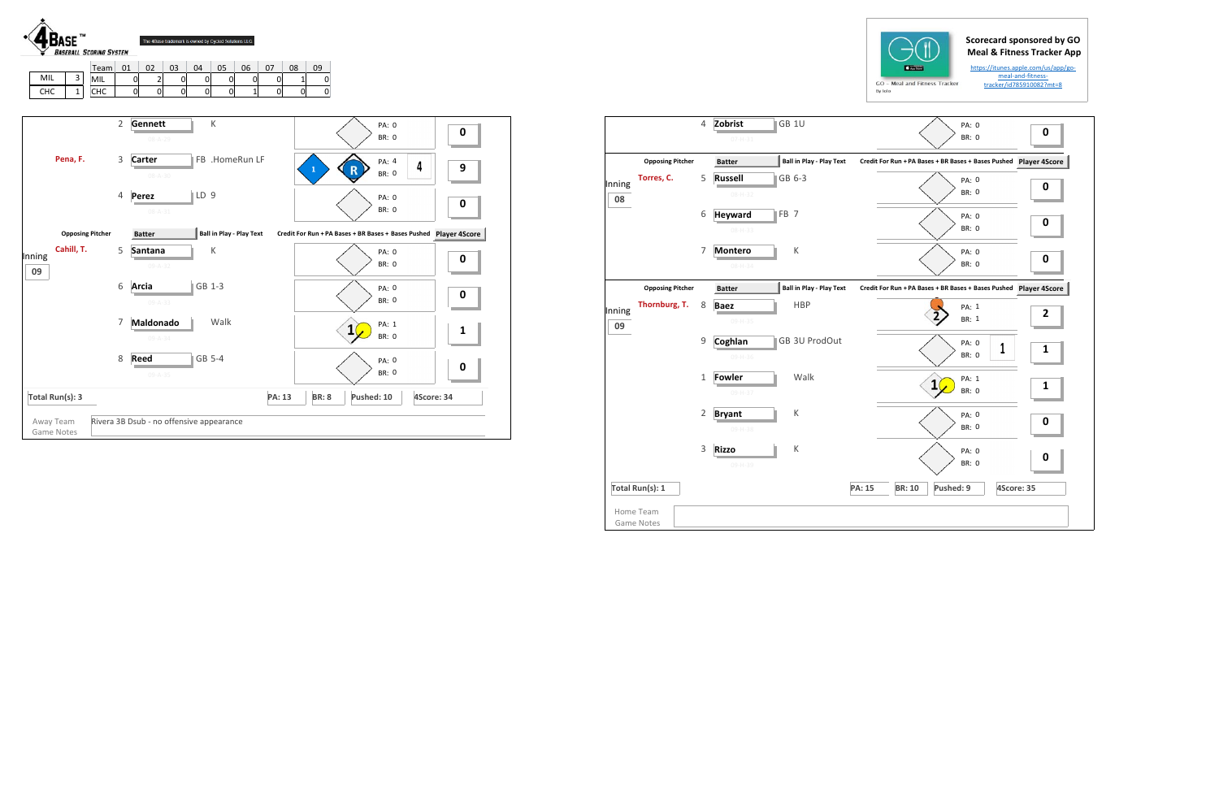4BASE™ BASEBALL SCORING SYSTEM

The 4Base trademark is owned by Cycled Solutions LLC

| | | Team | 01 | 02 | 03 | 04 | 05 | 06 | 07 | 08 | 09 |
|---|---|---|---|---|---|---|---|---|---|---|---|
| MIL | 3 | MIL | 0 | 2 | 0 | 0 | 0 | 0 | 0 | 1 | 0 |
| CHC | 1 | CHC | 0 | 0 | 0 | 0 | 0 | 1 | 0 | 0 | 0 |

Scorecard sponsored by GO Meal & Fitness Tracker App

https://itunes.apple.com/us/app/go-meal-and-fitness-tracker/id785910082?mt=8

GO - Meal and Fitness Tracker

## Away Team (MIL)

| Opposing Pitcher | # | Batter | Ball in Play - Play Text | Credit For Run + PA Bases + BR Bases + Bases Pushed | Player 4Score |
|---|---|---|---|---|---|
| | 2 | Gennett | K | PA: 0 BR: 0 | 0 |
| Pena, F. | 3 | Carter | FB .HomeRun LF | PA: 4 BR: 0 (4) | 9 |
| | 4 | Perez | LD 9 | PA: 0 BR: 0 | 0 |
| Inning 09 — Cahill, T. | 5 | Santana | K | PA: 0 BR: 0 | 0 |
| | 6 | Arcia | GB 1-3 | PA: 0 BR: 0 | 0 |
| | 7 | Maldonado | Walk | PA: 1 BR: 0 | 1 |
| | 8 | Reed | GB 5-4 | PA: 0 BR: 0 | 0 |

Total Run(s): 3 | PA: 13 | BR: 8 | Pushed: 10 | 4Score: 34

Away Team Game Notes: Rivera 3B Dsub - no offensive appearance

## Home Team (CHC)

| Opposing Pitcher | # | Batter | Ball in Play - Play Text | Credit For Run + PA Bases + BR Bases + Bases Pushed | Player 4Score |
|---|---|---|---|---|---|
| | 4 | Zobrist | GB 1U | PA: 0 BR: 0 | 0 |
| Inning 08 — Torres, C. | 5 | Russell | GB 6-3 | PA: 0 BR: 0 | 0 |
| | 6 | Heyward | FB 7 | PA: 0 BR: 0 | 0 |
| | 7 | Montero | K | PA: 0 BR: 0 | 0 |
| Inning 09 — Thornburg, T. | 8 | Baez | HBP | PA: 1 BR: 1 | 2 |
| | 9 | Coghlan | GB 3U ProdOut | PA: 0 BR: 0 (1) | 1 |
| | 1 | Fowler | Walk | PA: 1 BR: 0 | 1 |
| | 2 | Bryant | K | PA: 0 BR: 0 | 0 |
| | 3 | Rizzo | K | PA: 0 BR: 0 | 0 |

Total Run(s): 1 | PA: 15 | BR: 10 | Pushed: 9 | 4Score: 35

Home Team Game Notes: